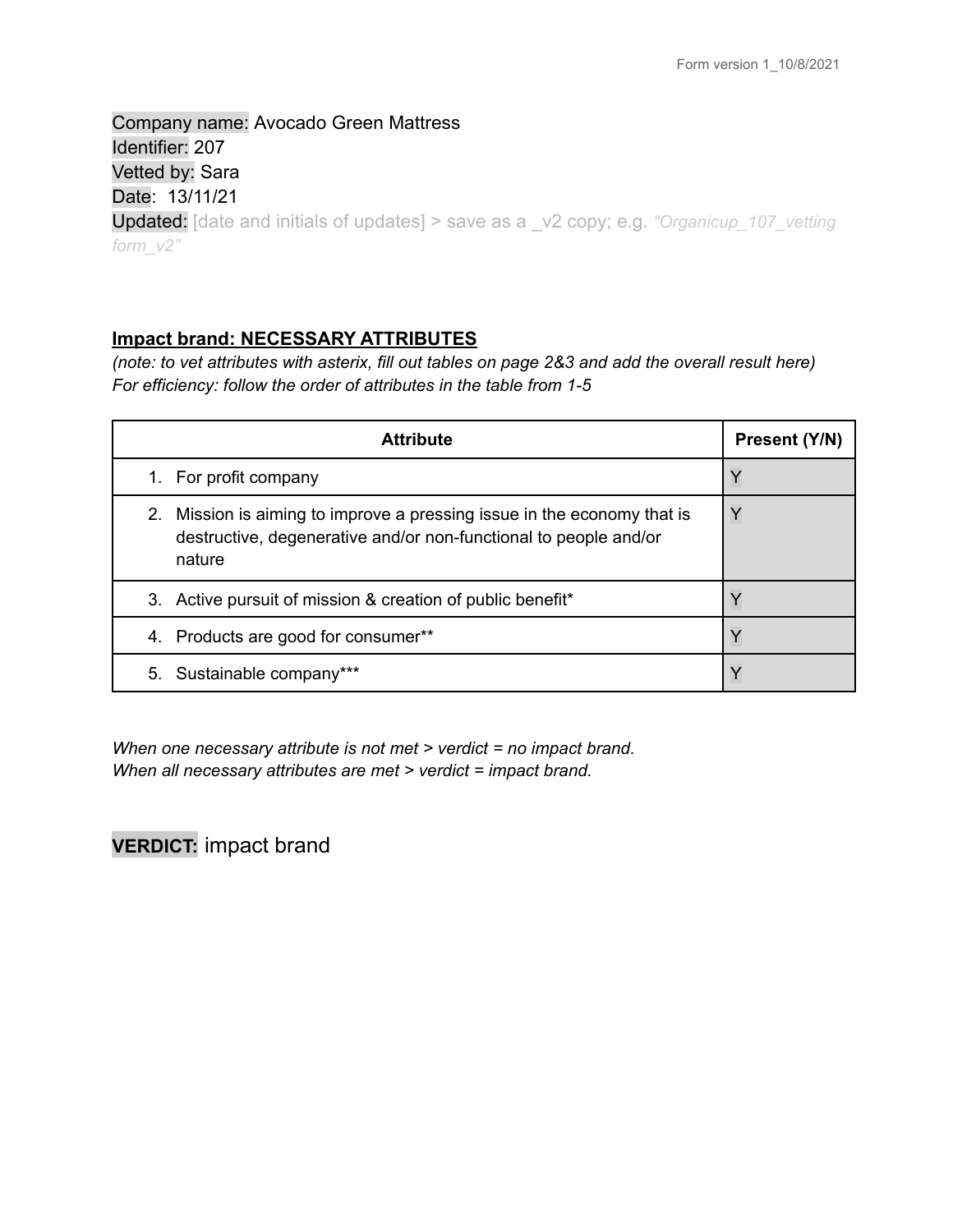Form version 1_10/8/2021

Company name: Avocado Green Mattress
Identifier: 207
Vetted by: Sara
Date: 13/11/21
Updated: [date and initials of updates] > save as a _v2 copy; e.g. *"Organicup_107_vetting form_v2"*

**Impact brand: NECESSARY ATTRIBUTES**

*(note: to vet attributes with asterix, fill out tables on page 2&3 and add the overall result here)*
*For efficiency: follow the order of attributes in the table from 1-5*

| Attribute | Present (Y/N) |
|---|---|
| 1. For profit company | Y |
| 2. Mission is aiming to improve a pressing issue in the economy that is destructive, degenerative and/or non-functional to people and/or nature | Y |
| 3. Active pursuit of mission & creation of public benefit* | Y |
| 4. Products are good for consumer** | Y |
| 5. Sustainable company*** | Y |

*When one necessary attribute is not met > verdict = no impact brand.*
*When all necessary attributes are met > verdict = impact brand.*

**VERDICT:** impact brand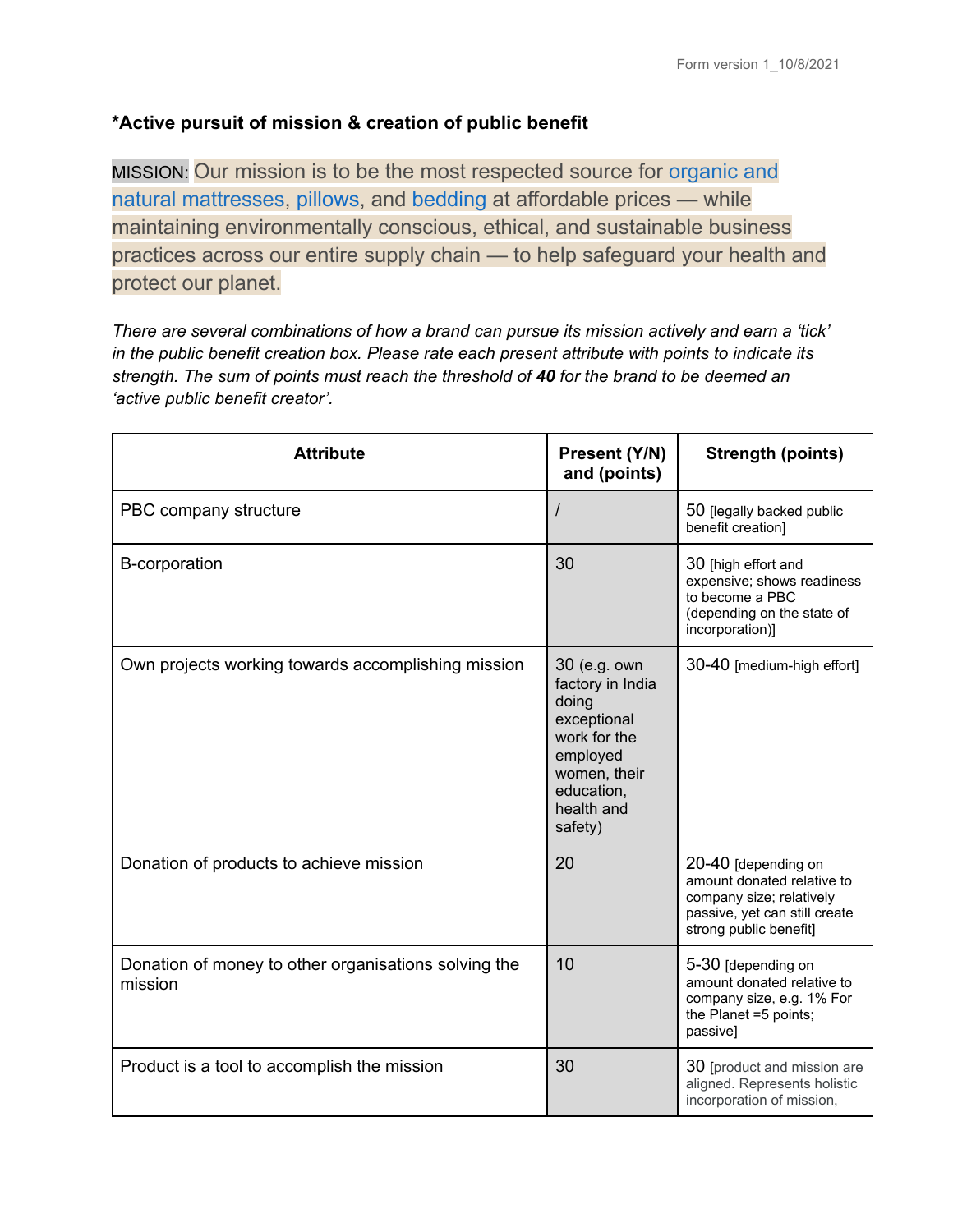**\*Active pursuit of mission & creation of public benefit**

MISSION: Our mission is to be the most respected source for organic and natural mattresses, pillows, and bedding at affordable prices — while maintaining environmentally conscious, ethical, and sustainable business practices across our entire supply chain — to help safeguard your health and protect our planet.

*There are several combinations of how a brand can pursue its mission actively and earn a 'tick' in the public benefit creation box. Please rate each present attribute with points to indicate its strength. The sum of points must reach the threshold of **40** for the brand to be deemed an 'active public benefit creator'.*

| Attribute | Present (Y/N) and (points) | Strength (points) |
|---|---|---|
| PBC company structure | / | 50 [legally backed public benefit creation] |
| B-corporation | 30 | 30 [high effort and expensive; shows readiness to become a PBC (depending on the state of incorporation)] |
| Own projects working towards accomplishing mission | 30 (e.g. own factory in India doing exceptional work for the employed women, their education, health and safety) | 30-40 [medium-high effort] |
| Donation of products to achieve mission | 20 | 20-40 [depending on amount donated relative to company size; relatively passive, yet can still create strong public benefit] |
| Donation of money to other organisations solving the mission | 10 | 5-30 [depending on amount donated relative to company size, e.g. 1% For the Planet =5 points; passive] |
| Product is a tool to accomplish the mission | 30 | 30 [product and mission are aligned. Represents holistic incorporation of mission, |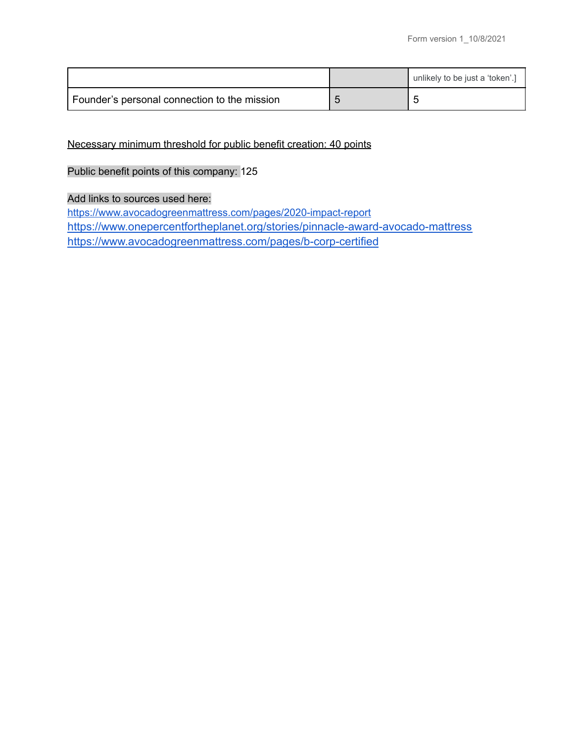| | | |
|---|---|---|
| | | unlikely to be just a ‘token’.] |
| Founder’s personal connection to the mission | 5 | 5 |

Necessary minimum threshold for public benefit creation: 40 points

Public benefit points of this company: 125

Add links to sources used here:
https://www.avocadogreenmattress.com/pages/2020-impact-report
https://www.onepercentfortheplanet.org/stories/pinnacle-award-avocado-mattress
https://www.avocadogreenmattress.com/pages/b-corp-certified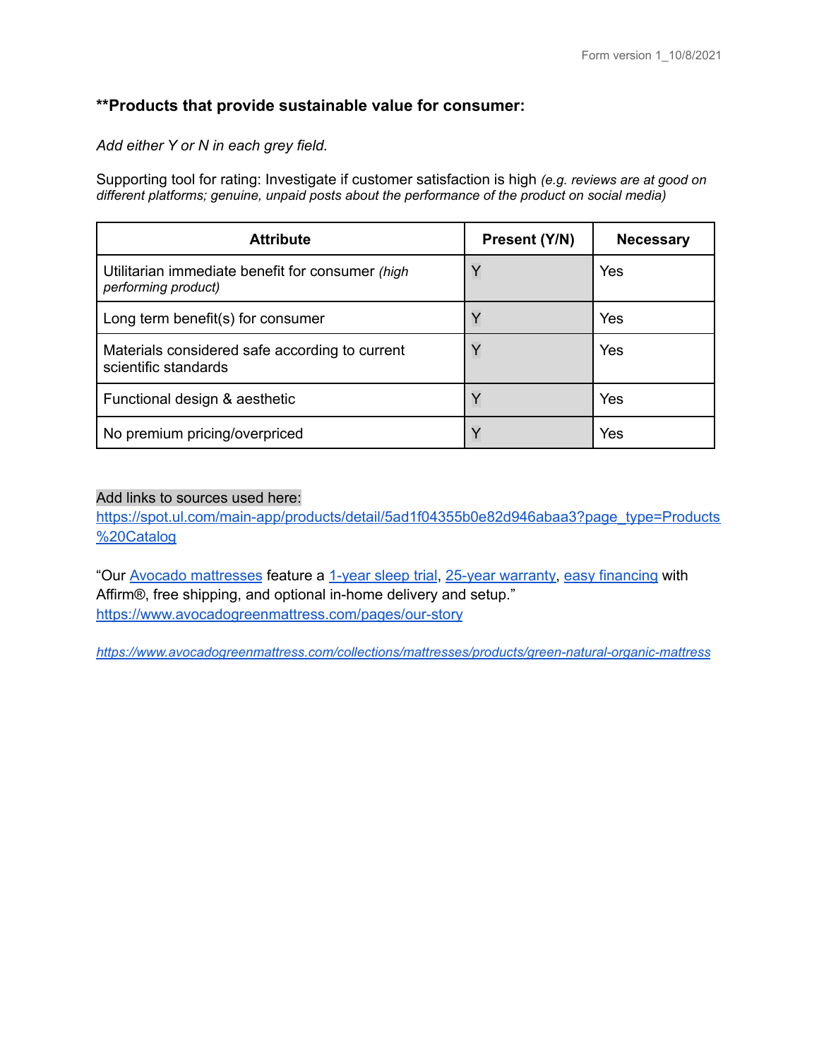**\*\*Products that provide sustainable value for consumer:**

*Add either Y or N in each grey field.*

Supporting tool for rating: Investigate if customer satisfaction is high *(e.g. reviews are at good on different platforms; genuine, unpaid posts about the performance of the product on social media)*

| Attribute | Present (Y/N) | Necessary |
|---|---|---|
| Utilitarian immediate benefit for consumer *(high performing product)* | Y | Yes |
| Long term benefit(s) for consumer | Y | Yes |
| Materials considered safe according to current scientific standards | Y | Yes |
| Functional design & aesthetic | Y | Yes |
| No premium pricing/overpriced | Y | Yes |

Add links to sources used here:
https://spot.ul.com/main-app/products/detail/5ad1f04355b0e82d946abaa3?page_type=Products%20Catalog

"Our Avocado mattresses feature a 1-year sleep trial, 25-year warranty, easy financing with Affirm®, free shipping, and optional in-home delivery and setup."
https://www.avocadogreenmattress.com/pages/our-story

*https://www.avocadogreenmattress.com/collections/mattresses/products/green-natural-organic-mattress*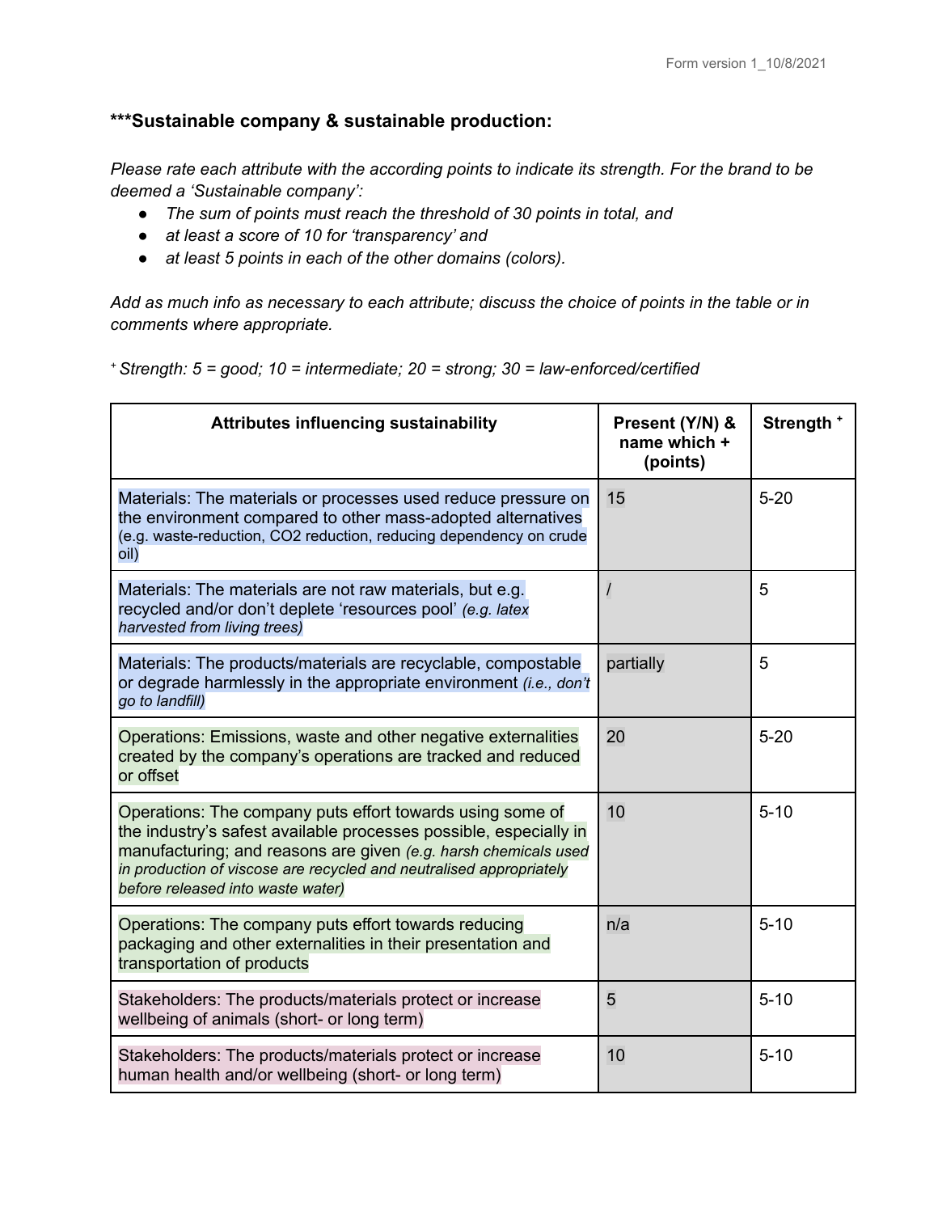### ***Sustainable company & sustainable production:

*Please rate each attribute with the according points to indicate its strength. For the brand to be deemed a 'Sustainable company':*

- *The sum of points must reach the threshold of 30 points in total, and*
- *at least a score of 10 for 'transparency' and*
- *at least 5 points in each of the other domains (colors).*

*Add as much info as necessary to each attribute; discuss the choice of points in the table or in comments where appropriate.*

[+] *Strength: 5 = good; 10 = intermediate; 20 = strong; 30 = law-enforced/certified*

| Attributes influencing sustainability | Present (Y/N) & name which + (points) | Strength [+] |
|---|---|---|
| Materials: The materials or processes used reduce pressure on the environment compared to other mass-adopted alternatives (e.g. waste-reduction, CO2 reduction, reducing dependency on crude oil) | 15 | 5-20 |
| Materials: The materials are not raw materials, but e.g. recycled and/or don't deplete 'resources pool' *(e.g. latex harvested from living trees)* | / | 5 |
| Materials: The products/materials are recyclable, compostable or degrade harmlessly in the appropriate environment *(i.e., don't go to landfill)* | partially | 5 |
| Operations: Emissions, waste and other negative externalities created by the company's operations are tracked and reduced or offset | 20 | 5-20 |
| Operations: The company puts effort towards using some of the industry's safest available processes possible, especially in manufacturing; and reasons are given *(e.g. harsh chemicals used in production of viscose are recycled and neutralised appropriately before released into waste water)* | 10 | 5-10 |
| Operations: The company puts effort towards reducing packaging and other externalities in their presentation and transportation of products | n/a | 5-10 |
| Stakeholders: The products/materials protect or increase wellbeing of animals (short- or long term) | 5 | 5-10 |
| Stakeholders: The products/materials protect or increase human health and/or wellbeing (short- or long term) | 10 | 5-10 |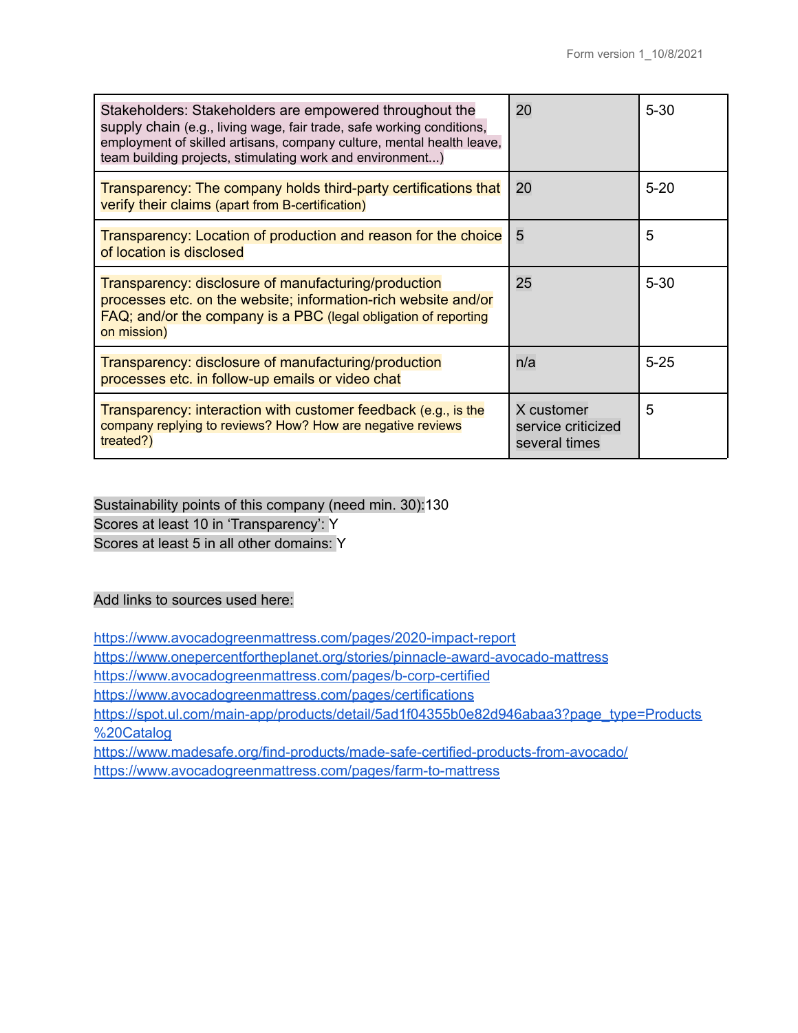| | | |
|---|---|---|
| Stakeholders: Stakeholders are empowered throughout the supply chain (e.g., living wage, fair trade, safe working conditions, employment of skilled artisans, company culture, mental health leave, team building projects, stimulating work and environment...) | 20 | 5-30 |
| Transparency: The company holds third-party certifications that verify their claims (apart from B-certification) | 20 | 5-20 |
| Transparency: Location of production and reason for the choice of location is disclosed | 5 | 5 |
| Transparency: disclosure of manufacturing/production processes etc. on the website; information-rich website and/or FAQ; and/or the company is a PBC (legal obligation of reporting on mission) | 25 | 5-30 |
| Transparency: disclosure of manufacturing/production processes etc. in follow-up emails or video chat | n/a | 5-25 |
| Transparency: interaction with customer feedback (e.g., is the company replying to reviews? How? How are negative reviews treated?) | X customer service criticized several times | 5 |

Sustainability points of this company (need min. 30):130
Scores at least 10 in 'Transparency': Y
Scores at least 5 in all other domains: Y

Add links to sources used here:

https://www.avocadogreenmattress.com/pages/2020-impact-report
https://www.onepercentfortheplanet.org/stories/pinnacle-award-avocado-mattress
https://www.avocadogreenmattress.com/pages/b-corp-certified
https://www.avocadogreenmattress.com/pages/certifications
https://spot.ul.com/main-app/products/detail/5ad1f04355b0e82d946abaa3?page_type=Products%20Catalog
https://www.madesafe.org/find-products/made-safe-certified-products-from-avocado/
https://www.avocadogreenmattress.com/pages/farm-to-mattress